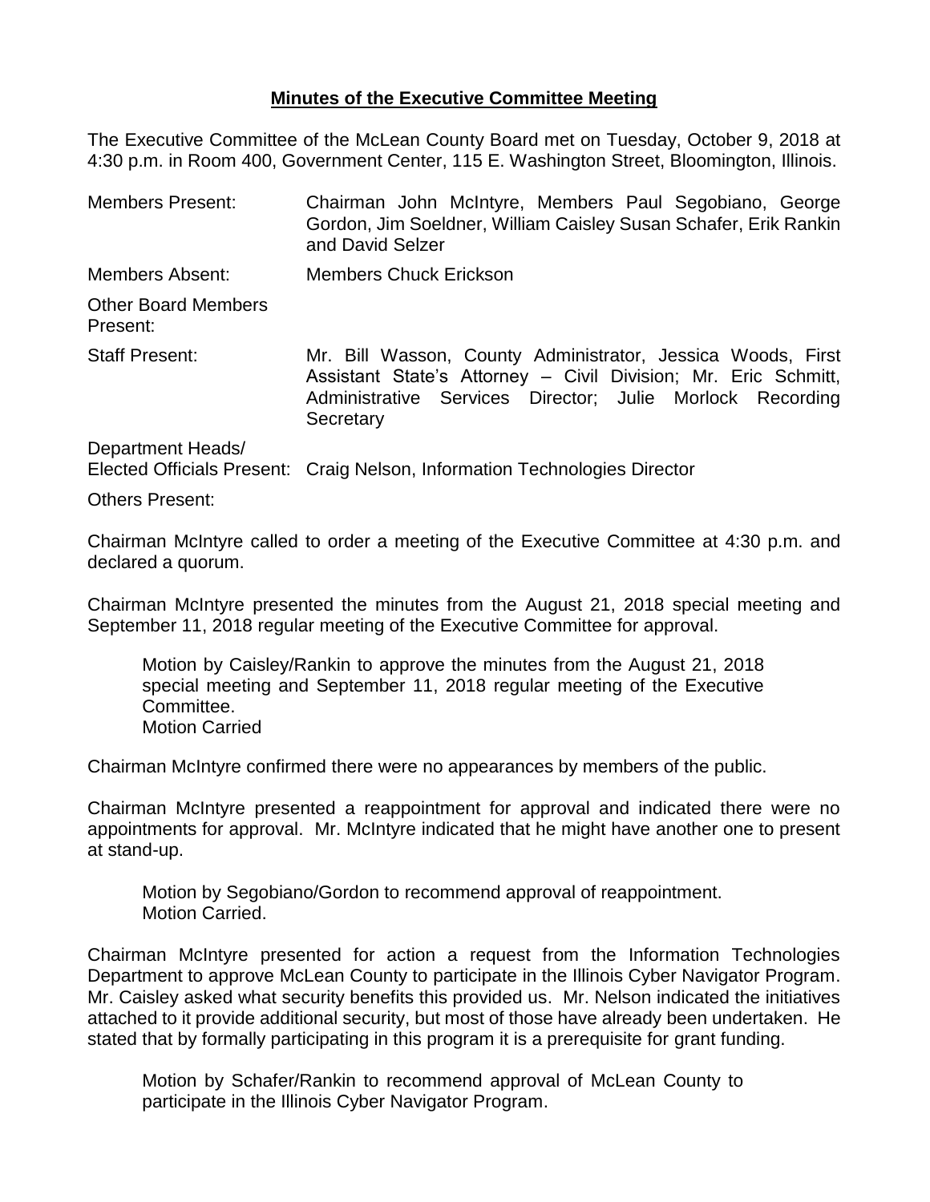**Minutes of the Executive Committee Meeting**

The Executive Committee of the McLean County Board met on Tuesday, October 9, 2018 at 4:30 p.m. in Room 400, Government Center, 115 E. Washington Street, Bloomington, Illinois.

| | |
|---|---|
| Members Present: | Chairman John McIntyre, Members Paul Segobiano, George Gordon, Jim Soeldner, William Caisley Susan Schafer, Erik Rankin and David Selzer |
| Members Absent: | Members Chuck Erickson |
| Other Board Members Present: | |
| Staff Present: | Mr. Bill Wasson, County Administrator, Jessica Woods, First Assistant State's Attorney – Civil Division; Mr. Eric Schmitt, Administrative Services Director; Julie Morlock Recording Secretary |
| Department Heads/ Elected Officials Present: | Craig Nelson, Information Technologies Director |
| Others Present: | |

Chairman McIntyre called to order a meeting of the Executive Committee at 4:30 p.m. and declared a quorum.

Chairman McIntyre presented the minutes from the August 21, 2018 special meeting and September 11, 2018 regular meeting of the Executive Committee for approval.

> Motion by Caisley/Rankin to approve the minutes from the August 21, 2018 special meeting and September 11, 2018 regular meeting of the Executive Committee.
> Motion Carried

Chairman McIntyre confirmed there were no appearances by members of the public.

Chairman McIntyre presented a reappointment for approval and indicated there were no appointments for approval. Mr. McIntyre indicated that he might have another one to present at stand-up.

> Motion by Segobiano/Gordon to recommend approval of reappointment.
> Motion Carried.

Chairman McIntyre presented for action a request from the Information Technologies Department to approve McLean County to participate in the Illinois Cyber Navigator Program. Mr. Caisley asked what security benefits this provided us. Mr. Nelson indicated the initiatives attached to it provide additional security, but most of those have already been undertaken. He stated that by formally participating in this program it is a prerequisite for grant funding.

> Motion by Schafer/Rankin to recommend approval of McLean County to participate in the Illinois Cyber Navigator Program.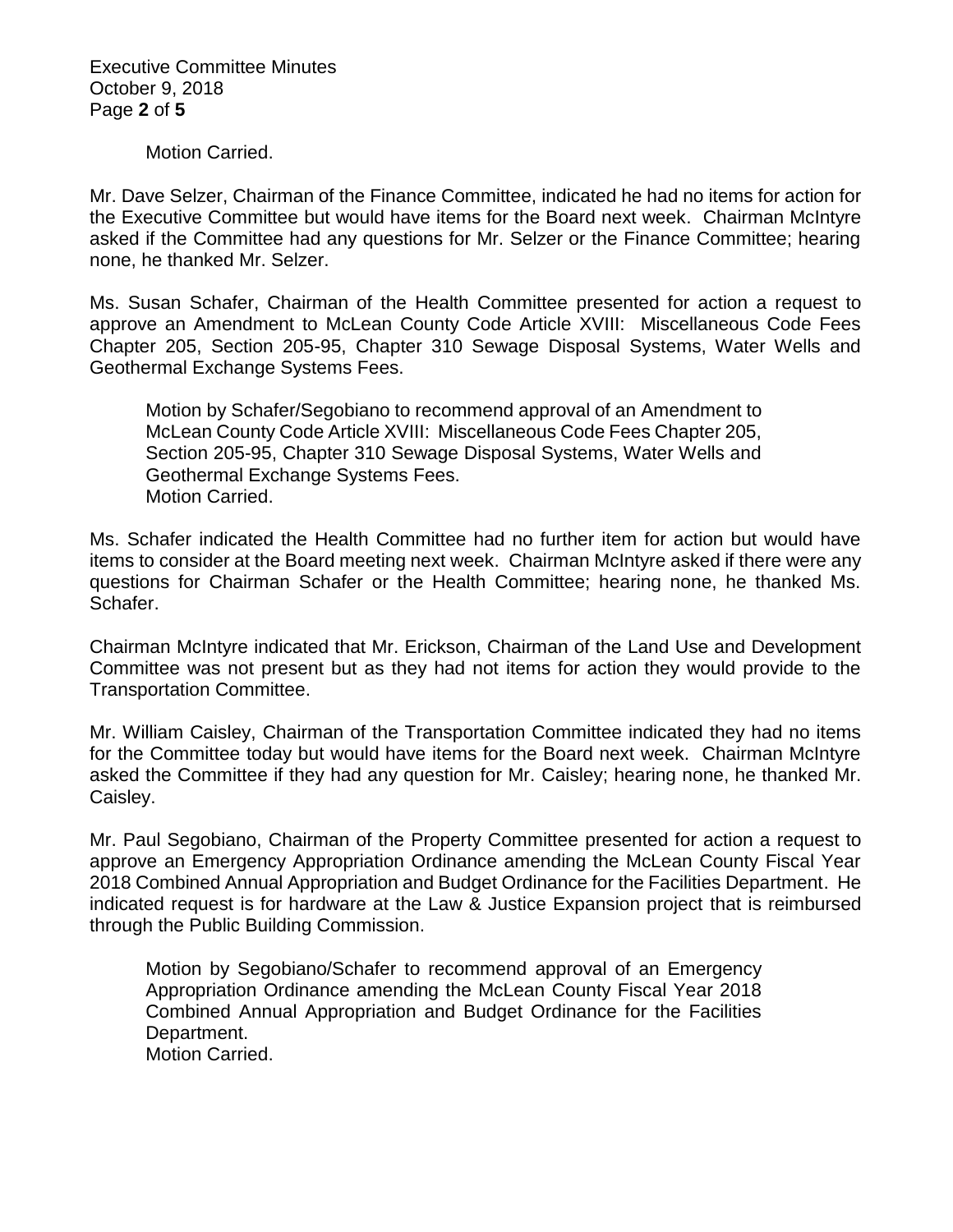Motion Carried.

Mr. Dave Selzer, Chairman of the Finance Committee, indicated he had no items for action for the Executive Committee but would have items for the Board next week. Chairman McIntyre asked if the Committee had any questions for Mr. Selzer or the Finance Committee; hearing none, he thanked Mr. Selzer.

Ms. Susan Schafer, Chairman of the Health Committee presented for action a request to approve an Amendment to McLean County Code Article XVIII: Miscellaneous Code Fees Chapter 205, Section 205-95, Chapter 310 Sewage Disposal Systems, Water Wells and Geothermal Exchange Systems Fees.

> Motion by Schafer/Segobiano to recommend approval of an Amendment to McLean County Code Article XVIII: Miscellaneous Code Fees Chapter 205, Section 205-95, Chapter 310 Sewage Disposal Systems, Water Wells and Geothermal Exchange Systems Fees.
> Motion Carried.

Ms. Schafer indicated the Health Committee had no further item for action but would have items to consider at the Board meeting next week. Chairman McIntyre asked if there were any questions for Chairman Schafer or the Health Committee; hearing none, he thanked Ms. Schafer.

Chairman McIntyre indicated that Mr. Erickson, Chairman of the Land Use and Development Committee was not present but as they had not items for action they would provide to the Transportation Committee.

Mr. William Caisley, Chairman of the Transportation Committee indicated they had no items for the Committee today but would have items for the Board next week. Chairman McIntyre asked the Committee if they had any question for Mr. Caisley; hearing none, he thanked Mr. Caisley.

Mr. Paul Segobiano, Chairman of the Property Committee presented for action a request to approve an Emergency Appropriation Ordinance amending the McLean County Fiscal Year 2018 Combined Annual Appropriation and Budget Ordinance for the Facilities Department. He indicated request is for hardware at the Law & Justice Expansion project that is reimbursed through the Public Building Commission.

> Motion by Segobiano/Schafer to recommend approval of an Emergency Appropriation Ordinance amending the McLean County Fiscal Year 2018 Combined Annual Appropriation and Budget Ordinance for the Facilities Department.
> Motion Carried.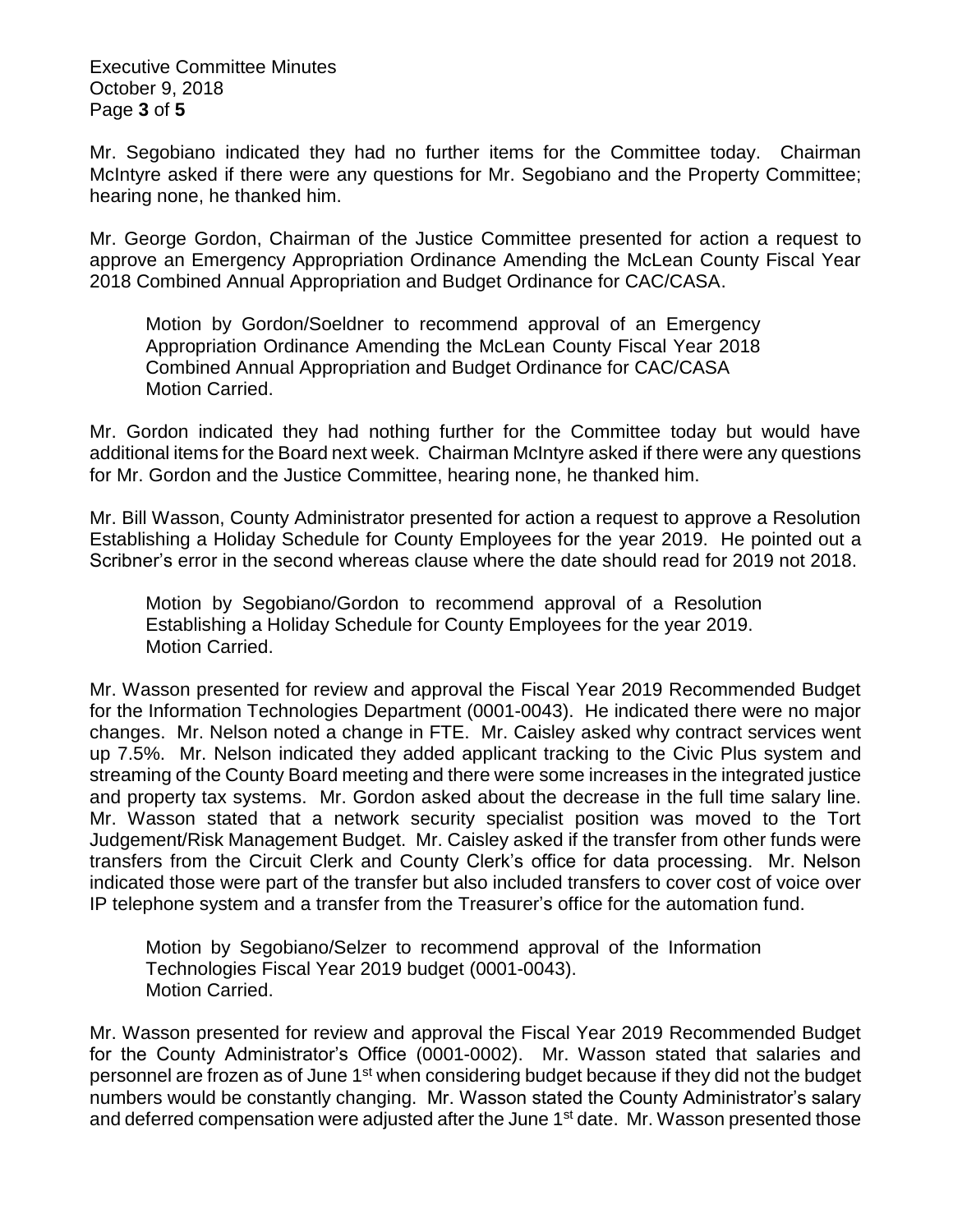Mr. Segobiano indicated they had no further items for the Committee today. Chairman McIntyre asked if there were any questions for Mr. Segobiano and the Property Committee; hearing none, he thanked him.

Mr. George Gordon, Chairman of the Justice Committee presented for action a request to approve an Emergency Appropriation Ordinance Amending the McLean County Fiscal Year 2018 Combined Annual Appropriation and Budget Ordinance for CAC/CASA.

> Motion by Gordon/Soeldner to recommend approval of an Emergency Appropriation Ordinance Amending the McLean County Fiscal Year 2018 Combined Annual Appropriation and Budget Ordinance for CAC/CASA
> Motion Carried.

Mr. Gordon indicated they had nothing further for the Committee today but would have additional items for the Board next week. Chairman McIntyre asked if there were any questions for Mr. Gordon and the Justice Committee, hearing none, he thanked him.

Mr. Bill Wasson, County Administrator presented for action a request to approve a Resolution Establishing a Holiday Schedule for County Employees for the year 2019. He pointed out a Scribner's error in the second whereas clause where the date should read for 2019 not 2018.

> Motion by Segobiano/Gordon to recommend approval of a Resolution Establishing a Holiday Schedule for County Employees for the year 2019.
> Motion Carried.

Mr. Wasson presented for review and approval the Fiscal Year 2019 Recommended Budget for the Information Technologies Department (0001-0043). He indicated there were no major changes. Mr. Nelson noted a change in FTE. Mr. Caisley asked why contract services went up 7.5%. Mr. Nelson indicated they added applicant tracking to the Civic Plus system and streaming of the County Board meeting and there were some increases in the integrated justice and property tax systems. Mr. Gordon asked about the decrease in the full time salary line. Mr. Wasson stated that a network security specialist position was moved to the Tort Judgement/Risk Management Budget. Mr. Caisley asked if the transfer from other funds were transfers from the Circuit Clerk and County Clerk's office for data processing. Mr. Nelson indicated those were part of the transfer but also included transfers to cover cost of voice over IP telephone system and a transfer from the Treasurer's office for the automation fund.

> Motion by Segobiano/Selzer to recommend approval of the Information Technologies Fiscal Year 2019 budget (0001-0043).
> Motion Carried.

Mr. Wasson presented for review and approval the Fiscal Year 2019 Recommended Budget for the County Administrator's Office (0001-0002). Mr. Wasson stated that salaries and personnel are frozen as of June 1st when considering budget because if they did not the budget numbers would be constantly changing. Mr. Wasson stated the County Administrator's salary and deferred compensation were adjusted after the June 1st date. Mr. Wasson presented those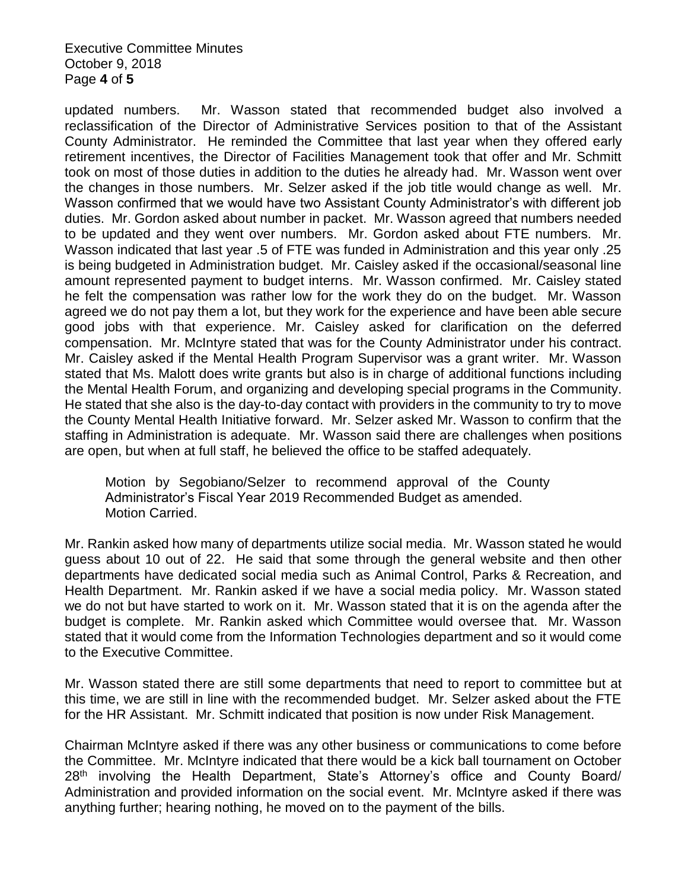updated numbers. Mr. Wasson stated that recommended budget also involved a reclassification of the Director of Administrative Services position to that of the Assistant County Administrator. He reminded the Committee that last year when they offered early retirement incentives, the Director of Facilities Management took that offer and Mr. Schmitt took on most of those duties in addition to the duties he already had. Mr. Wasson went over the changes in those numbers. Mr. Selzer asked if the job title would change as well. Mr. Wasson confirmed that we would have two Assistant County Administrator's with different job duties. Mr. Gordon asked about number in packet. Mr. Wasson agreed that numbers needed to be updated and they went over numbers. Mr. Gordon asked about FTE numbers. Mr. Wasson indicated that last year .5 of FTE was funded in Administration and this year only .25 is being budgeted in Administration budget. Mr. Caisley asked if the occasional/seasonal line amount represented payment to budget interns. Mr. Wasson confirmed. Mr. Caisley stated he felt the compensation was rather low for the work they do on the budget. Mr. Wasson agreed we do not pay them a lot, but they work for the experience and have been able secure good jobs with that experience. Mr. Caisley asked for clarification on the deferred compensation. Mr. McIntyre stated that was for the County Administrator under his contract. Mr. Caisley asked if the Mental Health Program Supervisor was a grant writer. Mr. Wasson stated that Ms. Malott does write grants but also is in charge of additional functions including the Mental Health Forum, and organizing and developing special programs in the Community. He stated that she also is the day-to-day contact with providers in the community to try to move the County Mental Health Initiative forward. Mr. Selzer asked Mr. Wasson to confirm that the staffing in Administration is adequate. Mr. Wasson said there are challenges when positions are open, but when at full staff, he believed the office to be staffed adequately.

> Motion by Segobiano/Selzer to recommend approval of the County Administrator's Fiscal Year 2019 Recommended Budget as amended.
> Motion Carried.

Mr. Rankin asked how many of departments utilize social media. Mr. Wasson stated he would guess about 10 out of 22. He said that some through the general website and then other departments have dedicated social media such as Animal Control, Parks & Recreation, and Health Department. Mr. Rankin asked if we have a social media policy. Mr. Wasson stated we do not but have started to work on it. Mr. Wasson stated that it is on the agenda after the budget is complete. Mr. Rankin asked which Committee would oversee that. Mr. Wasson stated that it would come from the Information Technologies department and so it would come to the Executive Committee.

Mr. Wasson stated there are still some departments that need to report to committee but at this time, we are still in line with the recommended budget. Mr. Selzer asked about the FTE for the HR Assistant. Mr. Schmitt indicated that position is now under Risk Management.

Chairman McIntyre asked if there was any other business or communications to come before the Committee. Mr. McIntyre indicated that there would be a kick ball tournament on October 28th involving the Health Department, State's Attorney's office and County Board/ Administration and provided information on the social event. Mr. McIntyre asked if there was anything further; hearing nothing, he moved on to the payment of the bills.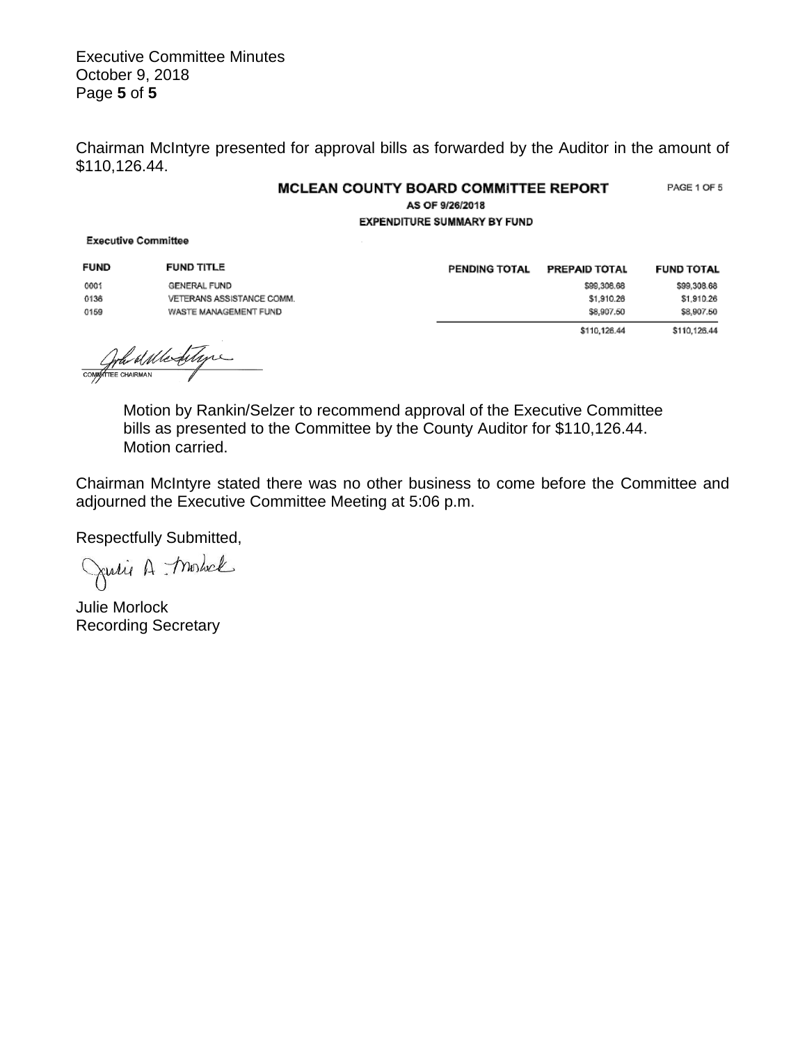Chairman McIntyre presented for approval bills as forwarded by the Auditor in the amount of $110,126.44.

**MCLEAN COUNTY BOARD COMMITTEE REPORT**

PAGE 1 OF 5

**AS OF 9/26/2018**

**EXPENDITURE SUMMARY BY FUND**

**Executive Committee**

| FUND | FUND TITLE | PENDING TOTAL | PREPAID TOTAL | FUND TOTAL |
|---|---|---|---|---|
| 0001 | GENERAL FUND | | $99,308.68 | $99,308.68 |
| 0136 | VETERANS ASSISTANCE COMM. | | $1,910.26 | $1,910.26 |
| 0159 | WASTE MANAGEMENT FUND | | $8,907.50 | $8,907.50 |
| | | | $110,126.44 | $110,126.44 |

COMMITTEE CHAIRMAN

Motion by Rankin/Selzer to recommend approval of the Executive Committee bills as presented to the Committee by the County Auditor for $110,126.44. Motion carried.

Chairman McIntyre stated there was no other business to come before the Committee and adjourned the Executive Committee Meeting at 5:06 p.m.

Respectfully Submitted,

Julie Morlock
Recording Secretary